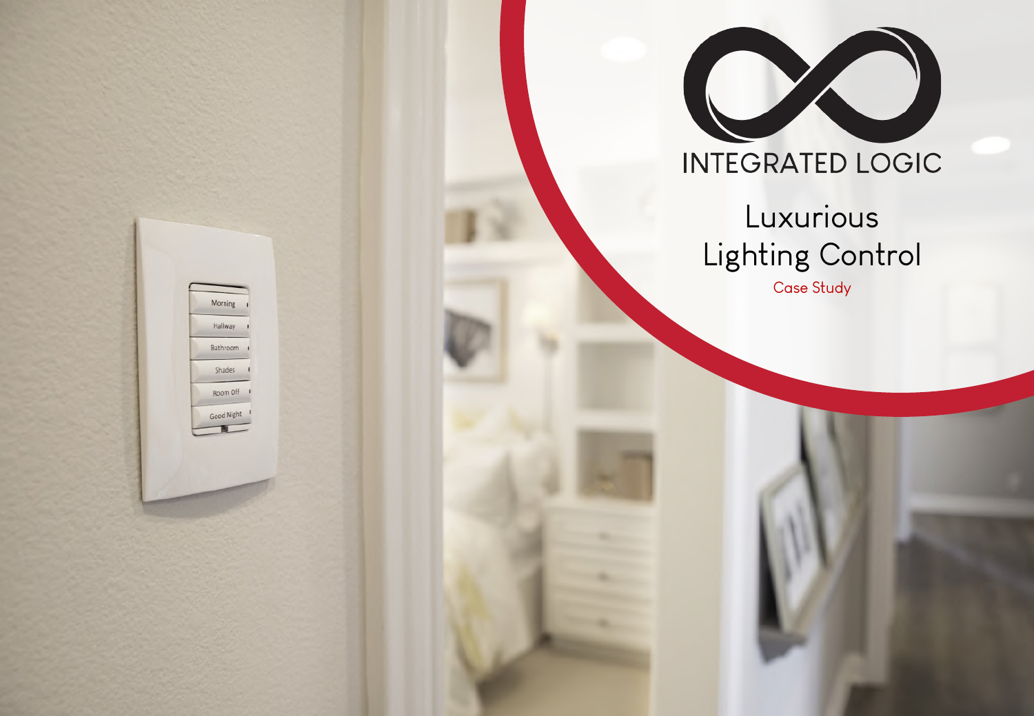INTEGRATED LOGIC

# Luxurious Lighting Control

Case Study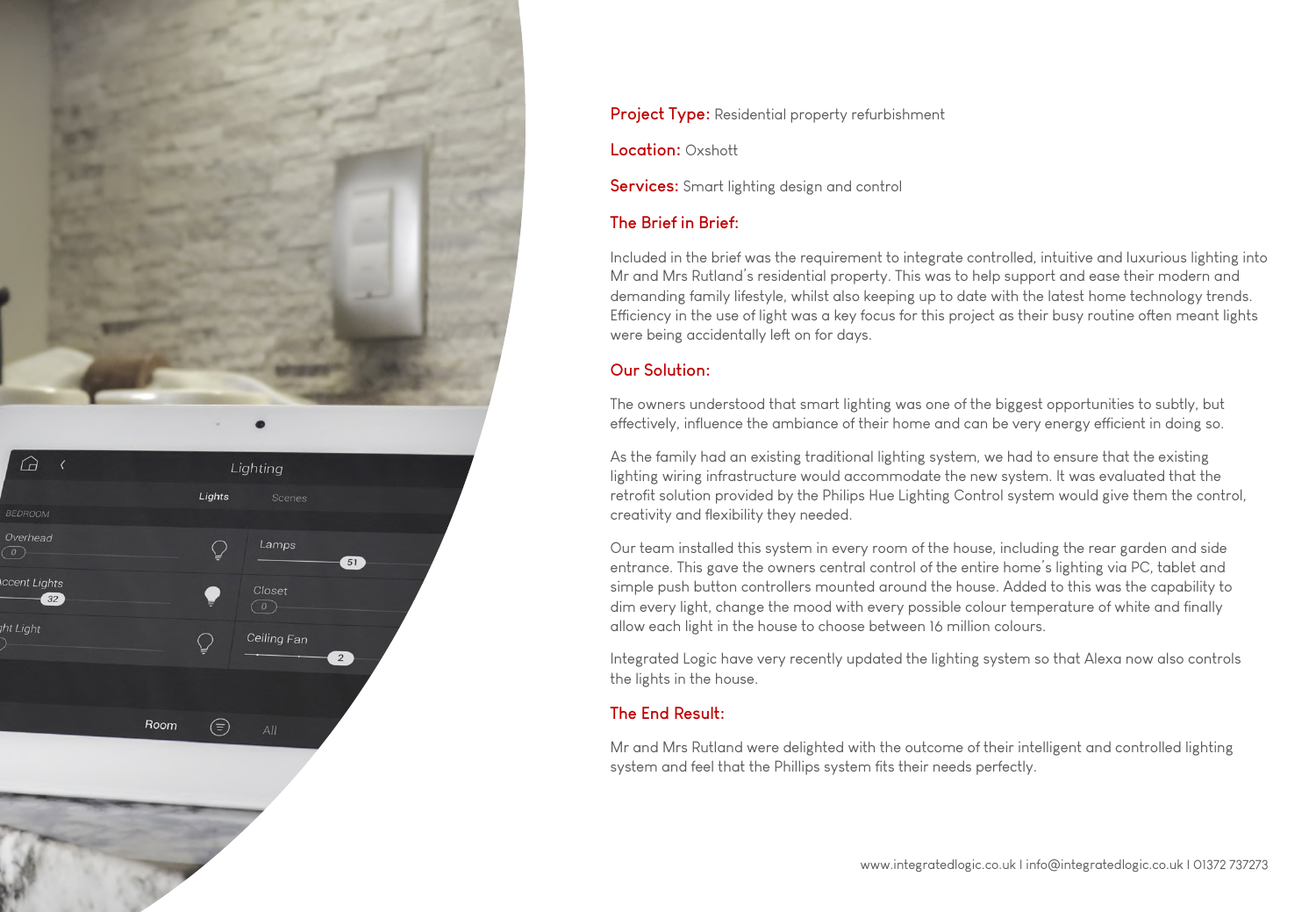**Project Type:** Residential property refurbishment

**Location:** Oxshott

**Services:** Smart lighting design and control

## The Brief in Brief:

Included in the brief was the requirement to integrate controlled, intuitive and luxurious lighting into Mr and Mrs Rutland's residential property. This was to help support and ease their modern and demanding family lifestyle, whilst also keeping up to date with the latest home technology trends. Efficiency in the use of light was a key focus for this project as their busy routine often meant lights were being accidentally left on for days.

## Our Solution:

The owners understood that smart lighting was one of the biggest opportunities to subtly, but effectively, influence the ambiance of their home and can be very energy efficient in doing so.

As the family had an existing traditional lighting system, we had to ensure that the existing lighting wiring infrastructure would accommodate the new system. It was evaluated that the retrofit solution provided by the Philips Hue Lighting Control system would give them the control, creativity and flexibility they needed.

Our team installed this system in every room of the house, including the rear garden and side entrance. This gave the owners central control of the entire home's lighting via PC, tablet and simple push button controllers mounted around the house. Added to this was the capability to dim every light, change the mood with every possible colour temperature of white and finally allow each light in the house to choose between 16 million colours.

Integrated Logic have very recently updated the lighting system so that Alexa now also controls the lights in the house.

## The End Result:

Mr and Mrs Rutland were delighted with the outcome of their intelligent and controlled lighting system and feel that the Phillips system fits their needs perfectly.

www.integratedlogic.co.uk I info@integratedlogic.co.uk I 01372 737273